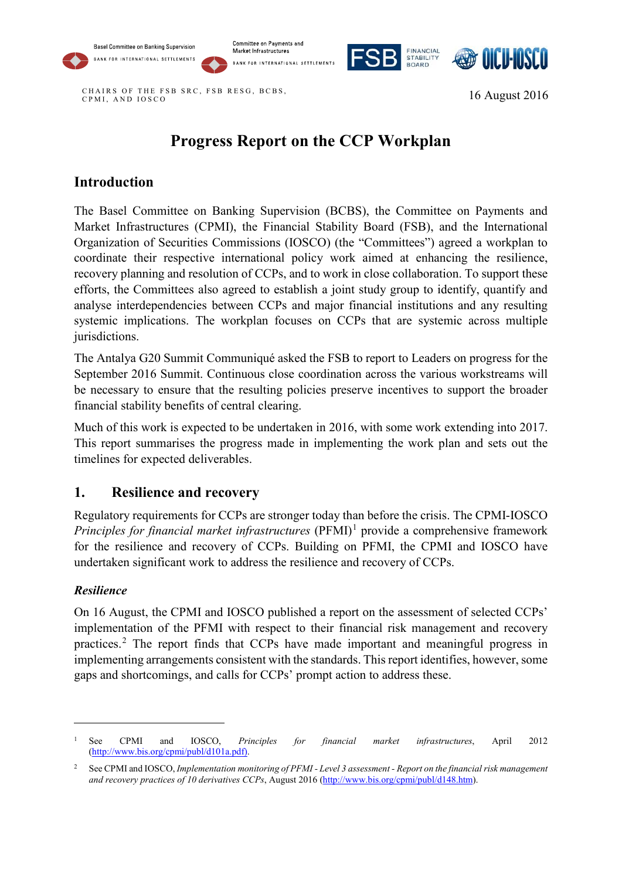Basel Committee on Banking Supervision

Committee on Payments and Market Infrastructures

CHAIRS OF THE FSB SRC, FSB RESG, BCBS, CPMI, AND IOSCO

16 August 2016

# Progress Report on the CCP Workplan

## Introduction

The Basel Committee on Banking Supervision (BCBS), the Committee on Payments and Market Infrastructures (CPMI), the Financial Stability Board (FSB), and the International Organization of Securities Commissions (IOSCO) (the "Committees") agreed a workplan to coordinate their respective international policy work aimed at enhancing the resilience, recovery planning and resolution of CCPs, and to work in close collaboration. To support these efforts, the Committees also agreed to establish a joint study group to identify, quantify and analyse interdependencies between CCPs and major financial institutions and any resulting systemic implications. The workplan focuses on CCPs that are systemic across multiple jurisdictions.

The Antalya G20 Summit Communiqué asked the FSB to report to Leaders on progress for the September 2016 Summit. Continuous close coordination across the various workstreams will be necessary to ensure that the resulting policies preserve incentives to support the broader financial stability benefits of central clearing.

Much of this work is expected to be undertaken in 2016, with some work extending into 2017. This report summarises the progress made in implementing the work plan and sets out the timelines for expected deliverables.

## 1. Resilience and recovery

Regulatory requirements for CCPs are stronger today than before the crisis. The CPMI-IOSCO *Principles for financial market infrastructures* (PFMI)[1] provide a comprehensive framework for the resilience and recovery of CCPs. Building on PFMI, the CPMI and IOSCO have undertaken significant work to address the resilience and recovery of CCPs.

### *Resilience*

On 16 August, the CPMI and IOSCO published a report on the assessment of selected CCPs' implementation of the PFMI with respect to their financial risk management and recovery practices.[2] The report finds that CCPs have made important and meaningful progress in implementing arrangements consistent with the standards. This report identifies, however, some gaps and shortcomings, and calls for CCPs' prompt action to address these.

---

[1] See CPMI and IOSCO, *Principles for financial market infrastructures*, April 2012 (http://www.bis.org/cpmi/publ/d101a.pdf).

[2] See CPMI and IOSCO, *Implementation monitoring of PFMI - Level 3 assessment - Report on the financial risk management and recovery practices of 10 derivatives CCPs*, August 2016 (http://www.bis.org/cpmi/publ/d148.htm).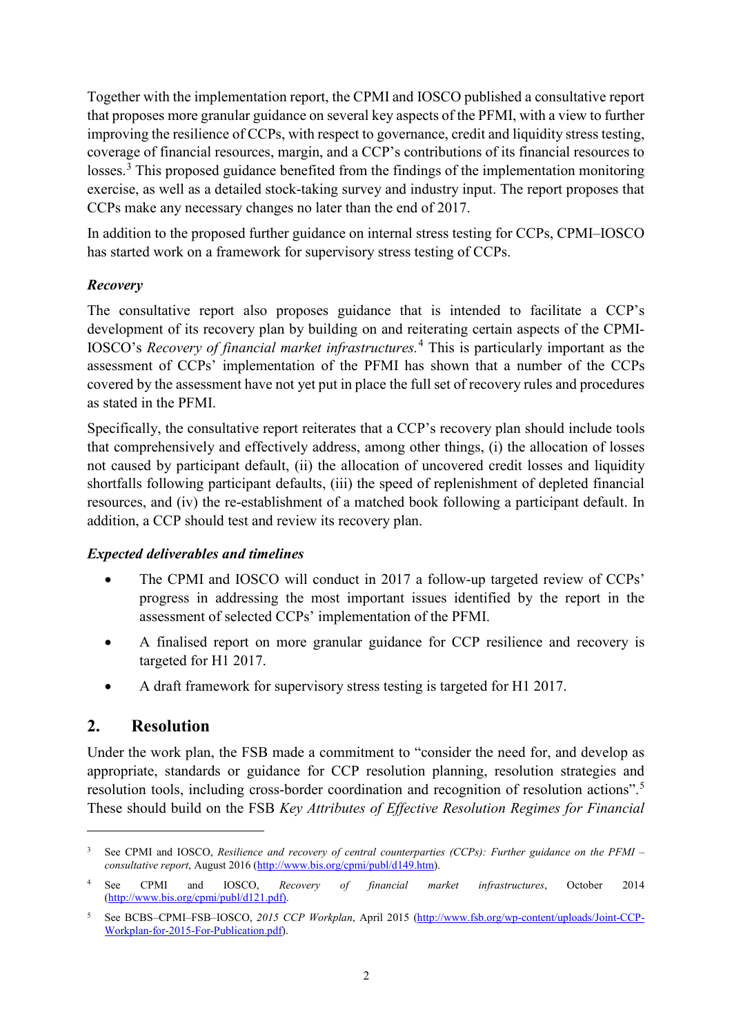Together with the implementation report, the CPMI and IOSCO published a consultative report that proposes more granular guidance on several key aspects of the PFMI, with a view to further improving the resilience of CCPs, with respect to governance, credit and liquidity stress testing, coverage of financial resources, margin, and a CCP's contributions of its financial resources to losses.[3] This proposed guidance benefited from the findings of the implementation monitoring exercise, as well as a detailed stock-taking survey and industry input. The report proposes that CCPs make any necessary changes no later than the end of 2017.

In addition to the proposed further guidance on internal stress testing for CCPs, CPMI–IOSCO has started work on a framework for supervisory stress testing of CCPs.

***Recovery***

The consultative report also proposes guidance that is intended to facilitate a CCP's development of its recovery plan by building on and reiterating certain aspects of the CPMI-IOSCO's *Recovery of financial market infrastructures.*[4] This is particularly important as the assessment of CCPs' implementation of the PFMI has shown that a number of the CCPs covered by the assessment have not yet put in place the full set of recovery rules and procedures as stated in the PFMI.

Specifically, the consultative report reiterates that a CCP's recovery plan should include tools that comprehensively and effectively address, among other things, (i) the allocation of losses not caused by participant default, (ii) the allocation of uncovered credit losses and liquidity shortfalls following participant defaults, (iii) the speed of replenishment of depleted financial resources, and (iv) the re-establishment of a matched book following a participant default. In addition, a CCP should test and review its recovery plan.

***Expected deliverables and timelines***

- The CPMI and IOSCO will conduct in 2017 a follow-up targeted review of CCPs' progress in addressing the most important issues identified by the report in the assessment of selected CCPs' implementation of the PFMI.
- A finalised report on more granular guidance for CCP resilience and recovery is targeted for H1 2017.
- A draft framework for supervisory stress testing is targeted for H1 2017.

## 2. Resolution

Under the work plan, the FSB made a commitment to "consider the need for, and develop as appropriate, standards or guidance for CCP resolution planning, resolution strategies and resolution tools, including cross-border coordination and recognition of resolution actions".[5] These should build on the FSB *Key Attributes of Effective Resolution Regimes for Financial*

---

[3] See CPMI and IOSCO, *Resilience and recovery of central counterparties (CCPs): Further guidance on the PFMI – consultative report*, August 2016 (http://www.bis.org/cpmi/publ/d149.htm).

[4] See CPMI and IOSCO, *Recovery of financial market infrastructures*, October 2014 (http://www.bis.org/cpmi/publ/d121.pdf).

[5] See BCBS–CPMI–FSB–IOSCO, *2015 CCP Workplan*, April 2015 (http://www.fsb.org/wp-content/uploads/Joint-CCP-Workplan-for-2015-For-Publication.pdf).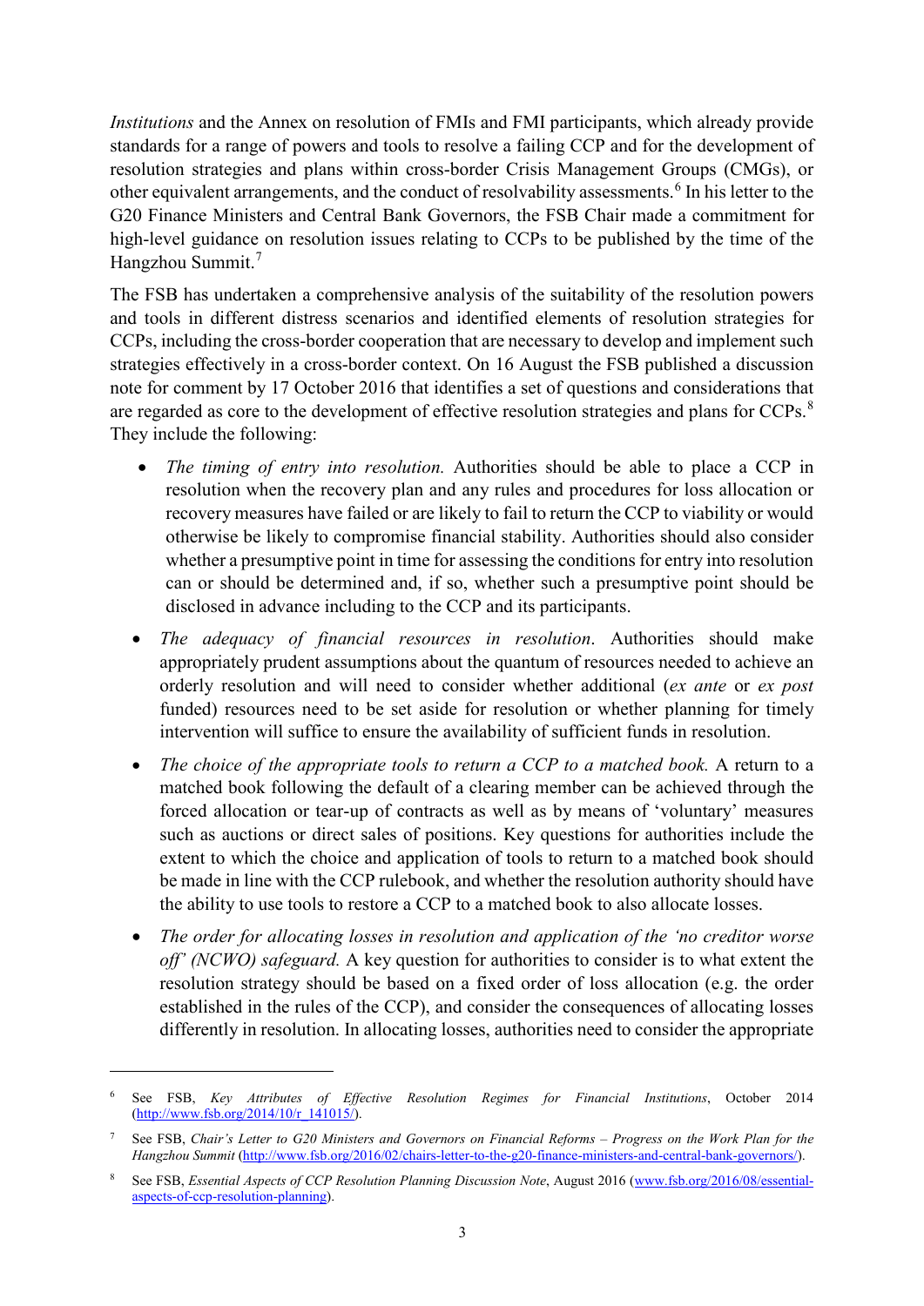*Institutions* and the Annex on resolution of FMIs and FMI participants, which already provide standards for a range of powers and tools to resolve a failing CCP and for the development of resolution strategies and plans within cross-border Crisis Management Groups (CMGs), or other equivalent arrangements, and the conduct of resolvability assessments.[6] In his letter to the G20 Finance Ministers and Central Bank Governors, the FSB Chair made a commitment for high-level guidance on resolution issues relating to CCPs to be published by the time of the Hangzhou Summit.[7]

The FSB has undertaken a comprehensive analysis of the suitability of the resolution powers and tools in different distress scenarios and identified elements of resolution strategies for CCPs, including the cross-border cooperation that are necessary to develop and implement such strategies effectively in a cross-border context. On 16 August the FSB published a discussion note for comment by 17 October 2016 that identifies a set of questions and considerations that are regarded as core to the development of effective resolution strategies and plans for CCPs.[8] They include the following:

- *The timing of entry into resolution.* Authorities should be able to place a CCP in resolution when the recovery plan and any rules and procedures for loss allocation or recovery measures have failed or are likely to fail to return the CCP to viability or would otherwise be likely to compromise financial stability. Authorities should also consider whether a presumptive point in time for assessing the conditions for entry into resolution can or should be determined and, if so, whether such a presumptive point should be disclosed in advance including to the CCP and its participants.
- *The adequacy of financial resources in resolution*. Authorities should make appropriately prudent assumptions about the quantum of resources needed to achieve an orderly resolution and will need to consider whether additional (*ex ante* or *ex post* funded) resources need to be set aside for resolution or whether planning for timely intervention will suffice to ensure the availability of sufficient funds in resolution.
- *The choice of the appropriate tools to return a CCP to a matched book.* A return to a matched book following the default of a clearing member can be achieved through the forced allocation or tear-up of contracts as well as by means of 'voluntary' measures such as auctions or direct sales of positions. Key questions for authorities include the extent to which the choice and application of tools to return to a matched book should be made in line with the CCP rulebook, and whether the resolution authority should have the ability to use tools to restore a CCP to a matched book to also allocate losses.
- *The order for allocating losses in resolution and application of the 'no creditor worse off' (NCWO) safeguard.* A key question for authorities to consider is to what extent the resolution strategy should be based on a fixed order of loss allocation (e.g. the order established in the rules of the CCP), and consider the consequences of allocating losses differently in resolution. In allocating losses, authorities need to consider the appropriate

[6] See FSB, *Key Attributes of Effective Resolution Regimes for Financial Institutions*, October 2014 (http://www.fsb.org/2014/10/r_141015/).

[7] See FSB, *Chair's Letter to G20 Ministers and Governors on Financial Reforms – Progress on the Work Plan for the Hangzhou Summit* (http://www.fsb.org/2016/02/chairs-letter-to-the-g20-finance-ministers-and-central-bank-governors/).

[8] See FSB, *Essential Aspects of CCP Resolution Planning Discussion Note*, August 2016 (www.fsb.org/2016/08/essential-aspects-of-ccp-resolution-planning).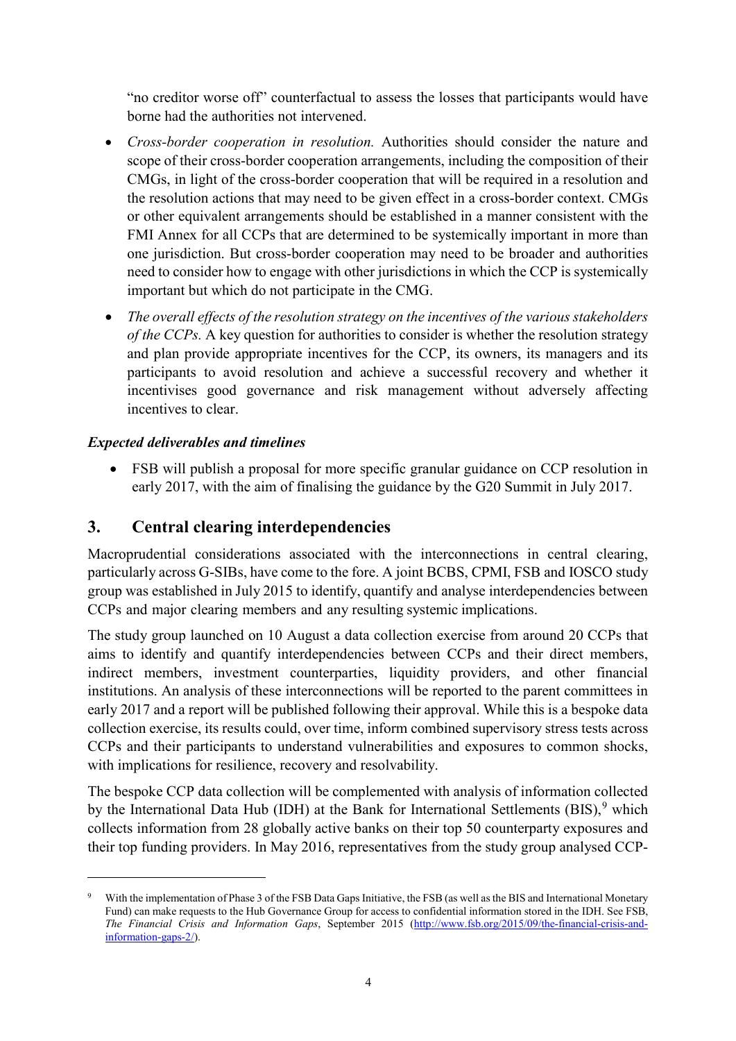"no creditor worse off" counterfactual to assess the losses that participants would have borne had the authorities not intervened.

- *Cross-border cooperation in resolution.* Authorities should consider the nature and scope of their cross-border cooperation arrangements, including the composition of their CMGs, in light of the cross-border cooperation that will be required in a resolution and the resolution actions that may need to be given effect in a cross-border context. CMGs or other equivalent arrangements should be established in a manner consistent with the FMI Annex for all CCPs that are determined to be systemically important in more than one jurisdiction. But cross-border cooperation may need to be broader and authorities need to consider how to engage with other jurisdictions in which the CCP is systemically important but which do not participate in the CMG.
- *The overall effects of the resolution strategy on the incentives of the various stakeholders of the CCPs.* A key question for authorities to consider is whether the resolution strategy and plan provide appropriate incentives for the CCP, its owners, its managers and its participants to avoid resolution and achieve a successful recovery and whether it incentivises good governance and risk management without adversely affecting incentives to clear.

***Expected deliverables and timelines***

- FSB will publish a proposal for more specific granular guidance on CCP resolution in early 2017, with the aim of finalising the guidance by the G20 Summit in July 2017.

## 3. Central clearing interdependencies

Macroprudential considerations associated with the interconnections in central clearing, particularly across G-SIBs, have come to the fore. A joint BCBS, CPMI, FSB and IOSCO study group was established in July 2015 to identify, quantify and analyse interdependencies between CCPs and major clearing members and any resulting systemic implications.

The study group launched on 10 August a data collection exercise from around 20 CCPs that aims to identify and quantify interdependencies between CCPs and their direct members, indirect members, investment counterparties, liquidity providers, and other financial institutions. An analysis of these interconnections will be reported to the parent committees in early 2017 and a report will be published following their approval. While this is a bespoke data collection exercise, its results could, over time, inform combined supervisory stress tests across CCPs and their participants to understand vulnerabilities and exposures to common shocks, with implications for resilience, recovery and resolvability.

The bespoke CCP data collection will be complemented with analysis of information collected by the International Data Hub (IDH) at the Bank for International Settlements (BIS),[9] which collects information from 28 globally active banks on their top 50 counterparty exposures and their top funding providers. In May 2016, representatives from the study group analysed CCP-

---

[9] With the implementation of Phase 3 of the FSB Data Gaps Initiative, the FSB (as well as the BIS and International Monetary Fund) can make requests to the Hub Governance Group for access to confidential information stored in the IDH. See FSB, *The Financial Crisis and Information Gaps*, September 2015 (http://www.fsb.org/2015/09/the-financial-crisis-and-information-gaps-2/).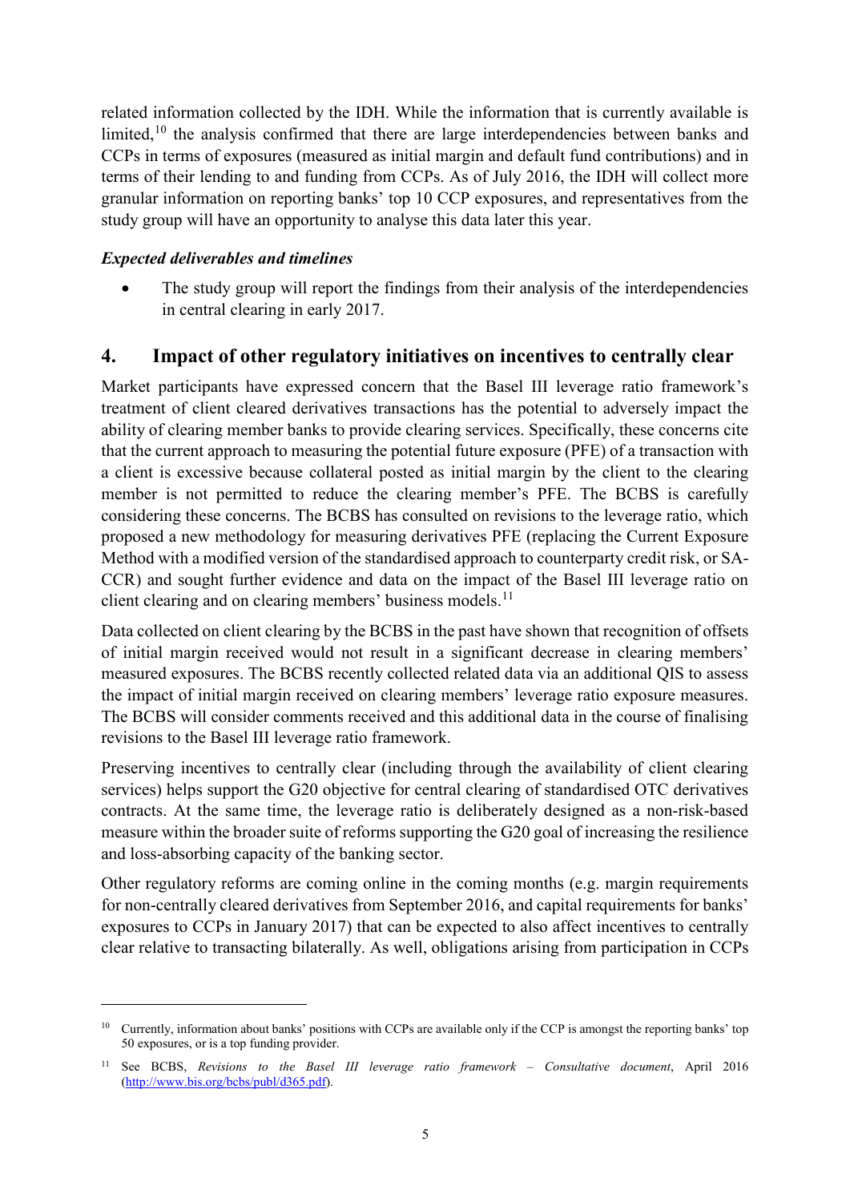related information collected by the IDH. While the information that is currently available is limited,[10] the analysis confirmed that there are large interdependencies between banks and CCPs in terms of exposures (measured as initial margin and default fund contributions) and in terms of their lending to and funding from CCPs. As of July 2016, the IDH will collect more granular information on reporting banks' top 10 CCP exposures, and representatives from the study group will have an opportunity to analyse this data later this year.

***Expected deliverables and timelines***

- The study group will report the findings from their analysis of the interdependencies in central clearing in early 2017.

## 4. Impact of other regulatory initiatives on incentives to centrally clear

Market participants have expressed concern that the Basel III leverage ratio framework's treatment of client cleared derivatives transactions has the potential to adversely impact the ability of clearing member banks to provide clearing services. Specifically, these concerns cite that the current approach to measuring the potential future exposure (PFE) of a transaction with a client is excessive because collateral posted as initial margin by the client to the clearing member is not permitted to reduce the clearing member's PFE. The BCBS is carefully considering these concerns. The BCBS has consulted on revisions to the leverage ratio, which proposed a new methodology for measuring derivatives PFE (replacing the Current Exposure Method with a modified version of the standardised approach to counterparty credit risk, or SA-CCR) and sought further evidence and data on the impact of the Basel III leverage ratio on client clearing and on clearing members' business models.[11]

Data collected on client clearing by the BCBS in the past have shown that recognition of offsets of initial margin received would not result in a significant decrease in clearing members' measured exposures. The BCBS recently collected related data via an additional QIS to assess the impact of initial margin received on clearing members' leverage ratio exposure measures. The BCBS will consider comments received and this additional data in the course of finalising revisions to the Basel III leverage ratio framework.

Preserving incentives to centrally clear (including through the availability of client clearing services) helps support the G20 objective for central clearing of standardised OTC derivatives contracts. At the same time, the leverage ratio is deliberately designed as a non-risk-based measure within the broader suite of reforms supporting the G20 goal of increasing the resilience and loss-absorbing capacity of the banking sector.

Other regulatory reforms are coming online in the coming months (e.g. margin requirements for non-centrally cleared derivatives from September 2016, and capital requirements for banks' exposures to CCPs in January 2017) that can be expected to also affect incentives to centrally clear relative to transacting bilaterally. As well, obligations arising from participation in CCPs

---

[10] Currently, information about banks' positions with CCPs are available only if the CCP is amongst the reporting banks' top 50 exposures, or is a top funding provider.

[11] See BCBS, *Revisions to the Basel III leverage ratio framework – Consultative document*, April 2016 (http://www.bis.org/bcbs/publ/d365.pdf).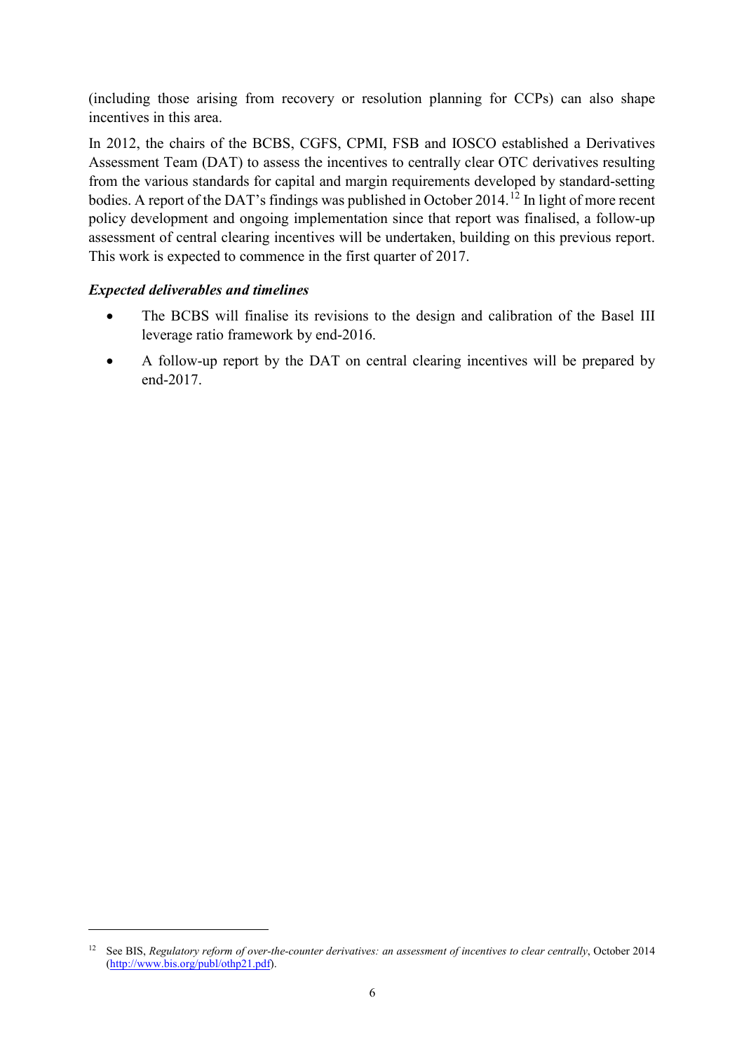(including those arising from recovery or resolution planning for CCPs) can also shape incentives in this area.

In 2012, the chairs of the BCBS, CGFS, CPMI, FSB and IOSCO established a Derivatives Assessment Team (DAT) to assess the incentives to centrally clear OTC derivatives resulting from the various standards for capital and margin requirements developed by standard-setting bodies. A report of the DAT's findings was published in October 2014.[12] In light of more recent policy development and ongoing implementation since that report was finalised, a follow-up assessment of central clearing incentives will be undertaken, building on this previous report. This work is expected to commence in the first quarter of 2017.

***Expected deliverables and timelines***

- The BCBS will finalise its revisions to the design and calibration of the Basel III leverage ratio framework by end-2016.
- A follow-up report by the DAT on central clearing incentives will be prepared by end-2017.

---

[12] See BIS, *Regulatory reform of over-the-counter derivatives: an assessment of incentives to clear centrally*, October 2014 (http://www.bis.org/publ/othp21.pdf).